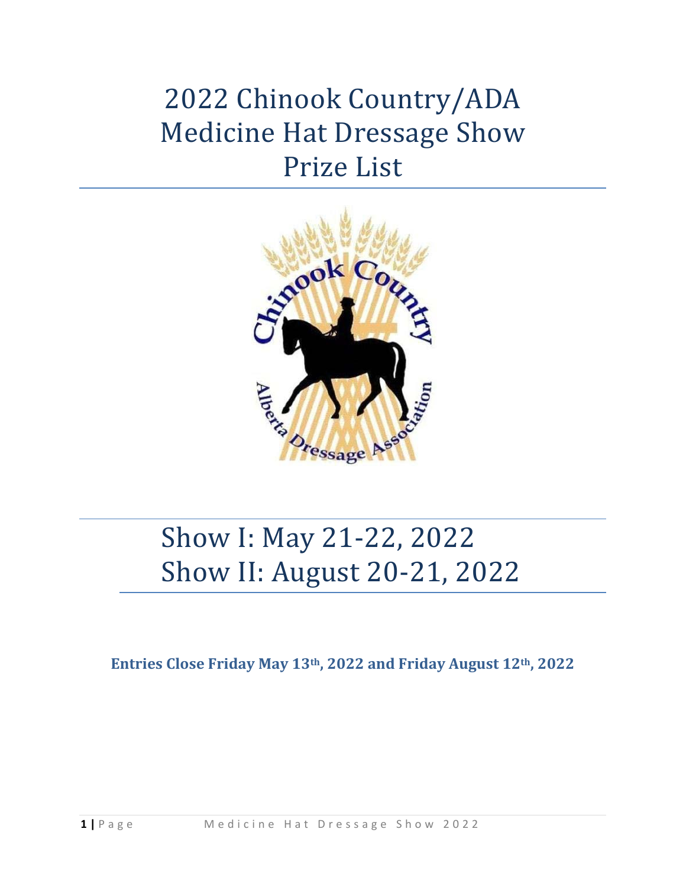# 2022 Chinook Country/ADA Medicine Hat Dressage Show Prize List

## Show I: May 21-22, 2022
## Show II: August 20-21, 2022

**Entries Close Friday May 13th, 2022 and Friday August 12th, 2022**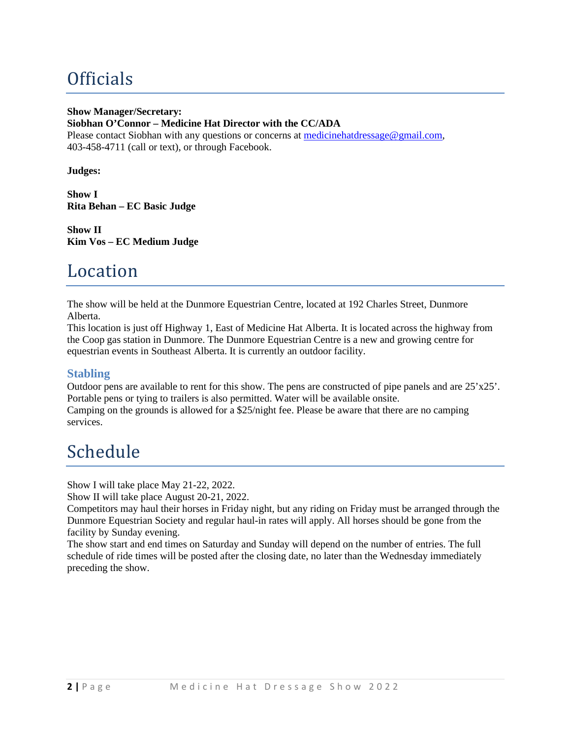# Officials

**Show Manager/Secretary:**
**Siobhan O'Connor – Medicine Hat Director with the CC/ADA**
Please contact Siobhan with any questions or concerns at medicinehatdressage@gmail.com, 403-458-4711 (call or text), or through Facebook.

**Judges:**

**Show I**
**Rita Behan – EC Basic Judge**

**Show II**
**Kim Vos – EC Medium Judge**

# Location

The show will be held at the Dunmore Equestrian Centre, located at 192 Charles Street, Dunmore Alberta.
This location is just off Highway 1, East of Medicine Hat Alberta. It is located across the highway from the Coop gas station in Dunmore. The Dunmore Equestrian Centre is a new and growing centre for equestrian events in Southeast Alberta. It is currently an outdoor facility.

## Stabling

Outdoor pens are available to rent for this show. The pens are constructed of pipe panels and are 25'x25'. Portable pens or tying to trailers is also permitted. Water will be available onsite.
Camping on the grounds is allowed for a $25/night fee. Please be aware that there are no camping services.

# Schedule

Show I will take place May 21-22, 2022.
Show II will take place August 20-21, 2022.
Competitors may haul their horses in Friday night, but any riding on Friday must be arranged through the Dunmore Equestrian Society and regular haul-in rates will apply. All horses should be gone from the facility by Sunday evening.
The show start and end times on Saturday and Sunday will depend on the number of entries. The full schedule of ride times will be posted after the closing date, no later than the Wednesday immediately preceding the show.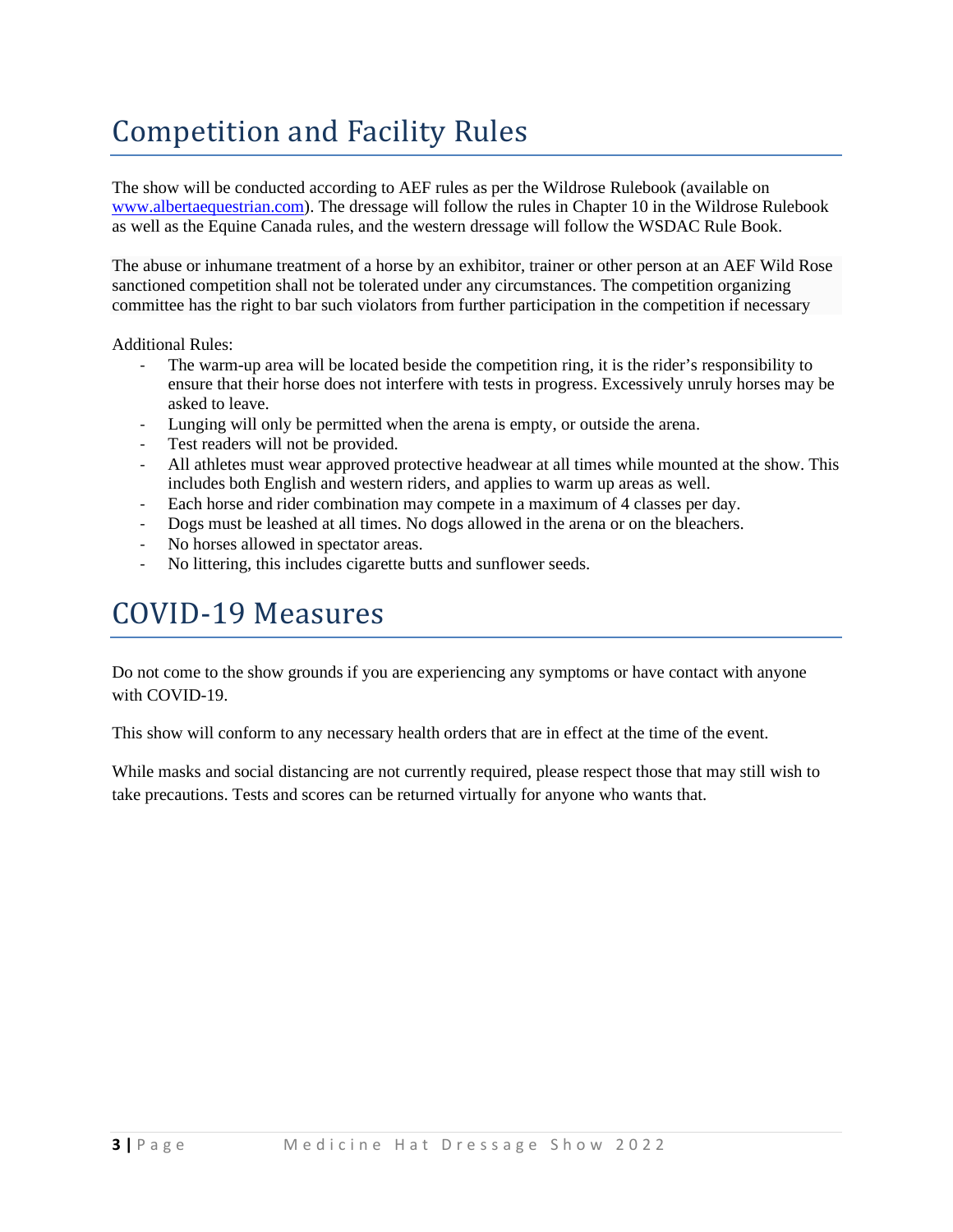# Competition and Facility Rules

The show will be conducted according to AEF rules as per the Wildrose Rulebook (available on www.albertaequestrian.com). The dressage will follow the rules in Chapter 10 in the Wildrose Rulebook as well as the Equine Canada rules, and the western dressage will follow the WSDAC Rule Book.

The abuse or inhumane treatment of a horse by an exhibitor, trainer or other person at an AEF Wild Rose sanctioned competition shall not be tolerated under any circumstances. The competition organizing committee has the right to bar such violators from further participation in the competition if necessary

Additional Rules:

- The warm-up area will be located beside the competition ring, it is the rider's responsibility to ensure that their horse does not interfere with tests in progress. Excessively unruly horses may be asked to leave.
- Lunging will only be permitted when the arena is empty, or outside the arena.
- Test readers will not be provided.
- All athletes must wear approved protective headwear at all times while mounted at the show. This includes both English and western riders, and applies to warm up areas as well.
- Each horse and rider combination may compete in a maximum of 4 classes per day.
- Dogs must be leashed at all times. No dogs allowed in the arena or on the bleachers.
- No horses allowed in spectator areas.
- No littering, this includes cigarette butts and sunflower seeds.

# COVID-19 Measures

Do not come to the show grounds if you are experiencing any symptoms or have contact with anyone with COVID-19.

This show will conform to any necessary health orders that are in effect at the time of the event.

While masks and social distancing are not currently required, please respect those that may still wish to take precautions. Tests and scores can be returned virtually for anyone who wants that.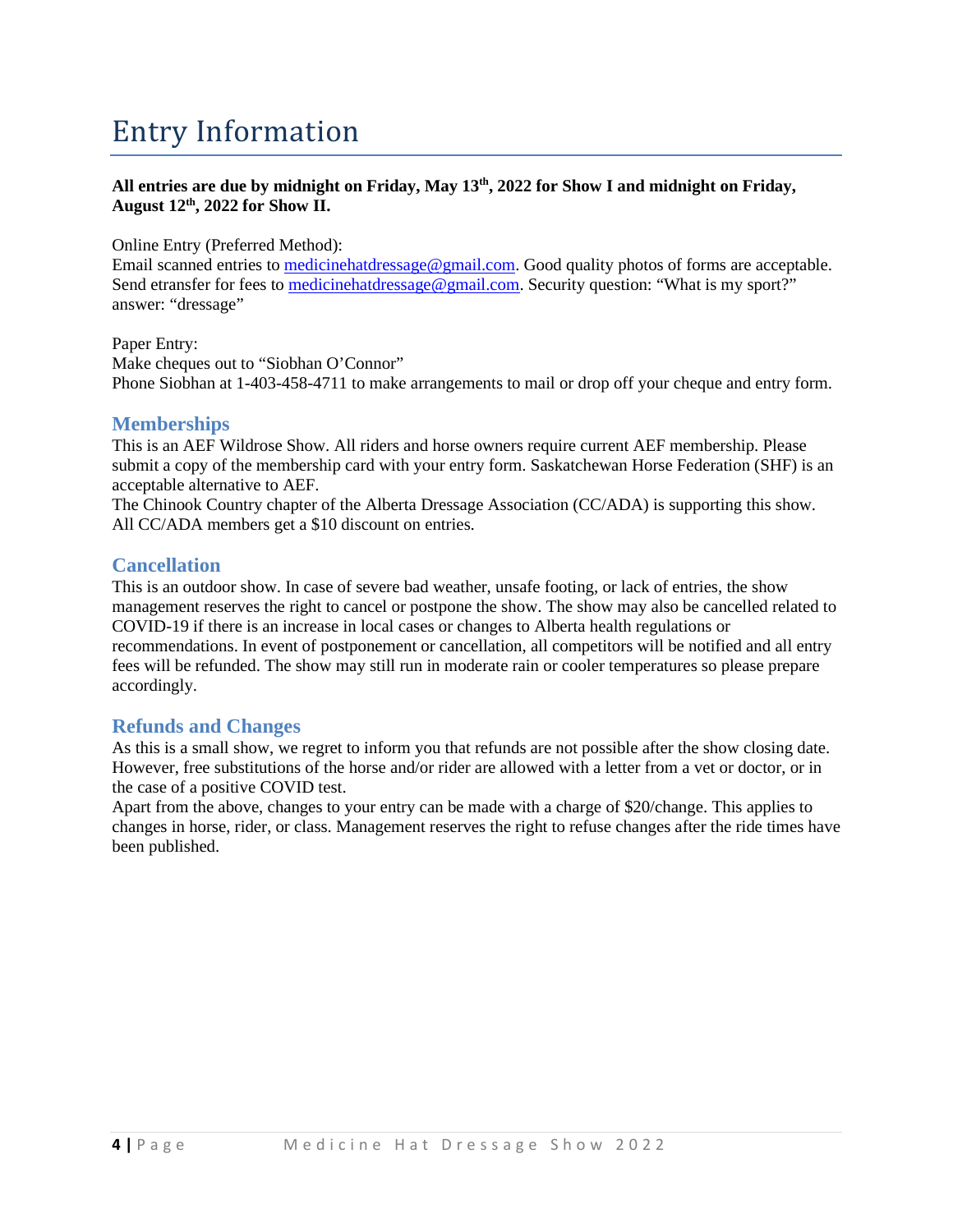# Entry Information

**All entries are due by midnight on Friday, May 13th, 2022 for Show I and midnight on Friday, August 12th, 2022 for Show II.**

Online Entry (Preferred Method):
Email scanned entries to medicinehatdressage@gmail.com. Good quality photos of forms are acceptable. Send etransfer for fees to medicinehatdressage@gmail.com. Security question: "What is my sport?" answer: "dressage"

Paper Entry:
Make cheques out to "Siobhan O'Connor"
Phone Siobhan at 1-403-458-4711 to make arrangements to mail or drop off your cheque and entry form.

## Memberships

This is an AEF Wildrose Show. All riders and horse owners require current AEF membership. Please submit a copy of the membership card with your entry form. Saskatchewan Horse Federation (SHF) is an acceptable alternative to AEF.
The Chinook Country chapter of the Alberta Dressage Association (CC/ADA) is supporting this show. All CC/ADA members get a $10 discount on entries.

## Cancellation

This is an outdoor show. In case of severe bad weather, unsafe footing, or lack of entries, the show management reserves the right to cancel or postpone the show. The show may also be cancelled related to COVID-19 if there is an increase in local cases or changes to Alberta health regulations or recommendations. In event of postponement or cancellation, all competitors will be notified and all entry fees will be refunded. The show may still run in moderate rain or cooler temperatures so please prepare accordingly.

## Refunds and Changes

As this is a small show, we regret to inform you that refunds are not possible after the show closing date. However, free substitutions of the horse and/or rider are allowed with a letter from a vet or doctor, or in the case of a positive COVID test.
Apart from the above, changes to your entry can be made with a charge of $20/change. This applies to changes in horse, rider, or class. Management reserves the right to refuse changes after the ride times have been published.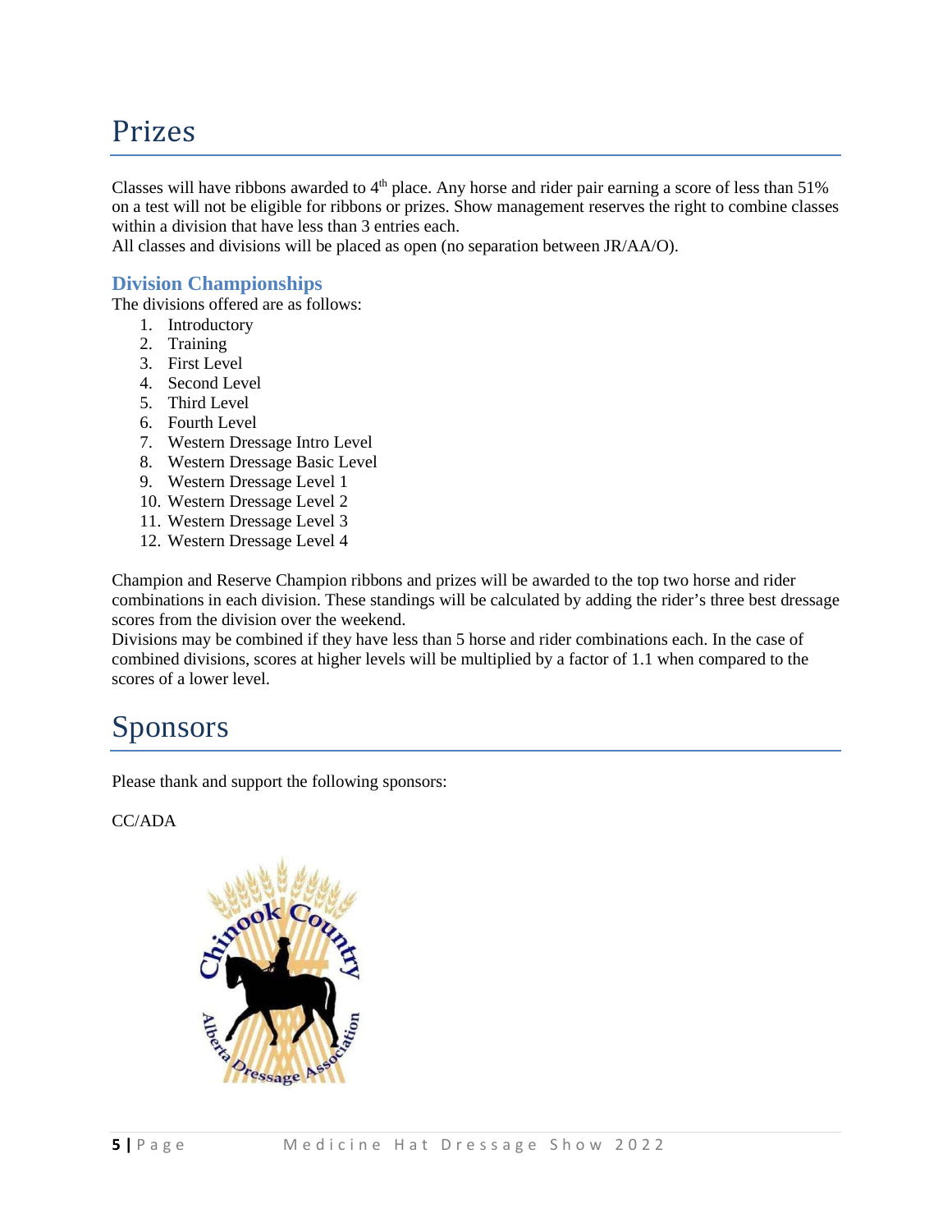# Prizes

Classes will have ribbons awarded to 4th place. Any horse and rider pair earning a score of less than 51% on a test will not be eligible for ribbons or prizes. Show management reserves the right to combine classes within a division that have less than 3 entries each.
All classes and divisions will be placed as open (no separation between JR/AA/O).

### Division Championships

The divisions offered are as follows:

1. Introductory
2. Training
3. First Level
4. Second Level
5. Third Level
6. Fourth Level
7. Western Dressage Intro Level
8. Western Dressage Basic Level
9. Western Dressage Level 1
10. Western Dressage Level 2
11. Western Dressage Level 3
12. Western Dressage Level 4

Champion and Reserve Champion ribbons and prizes will be awarded to the top two horse and rider combinations in each division. These standings will be calculated by adding the rider's three best dressage scores from the division over the weekend.
Divisions may be combined if they have less than 5 horse and rider combinations each. In the case of combined divisions, scores at higher levels will be multiplied by a factor of 1.1 when compared to the scores of a lower level.

# Sponsors

Please thank and support the following sponsors:

CC/ADA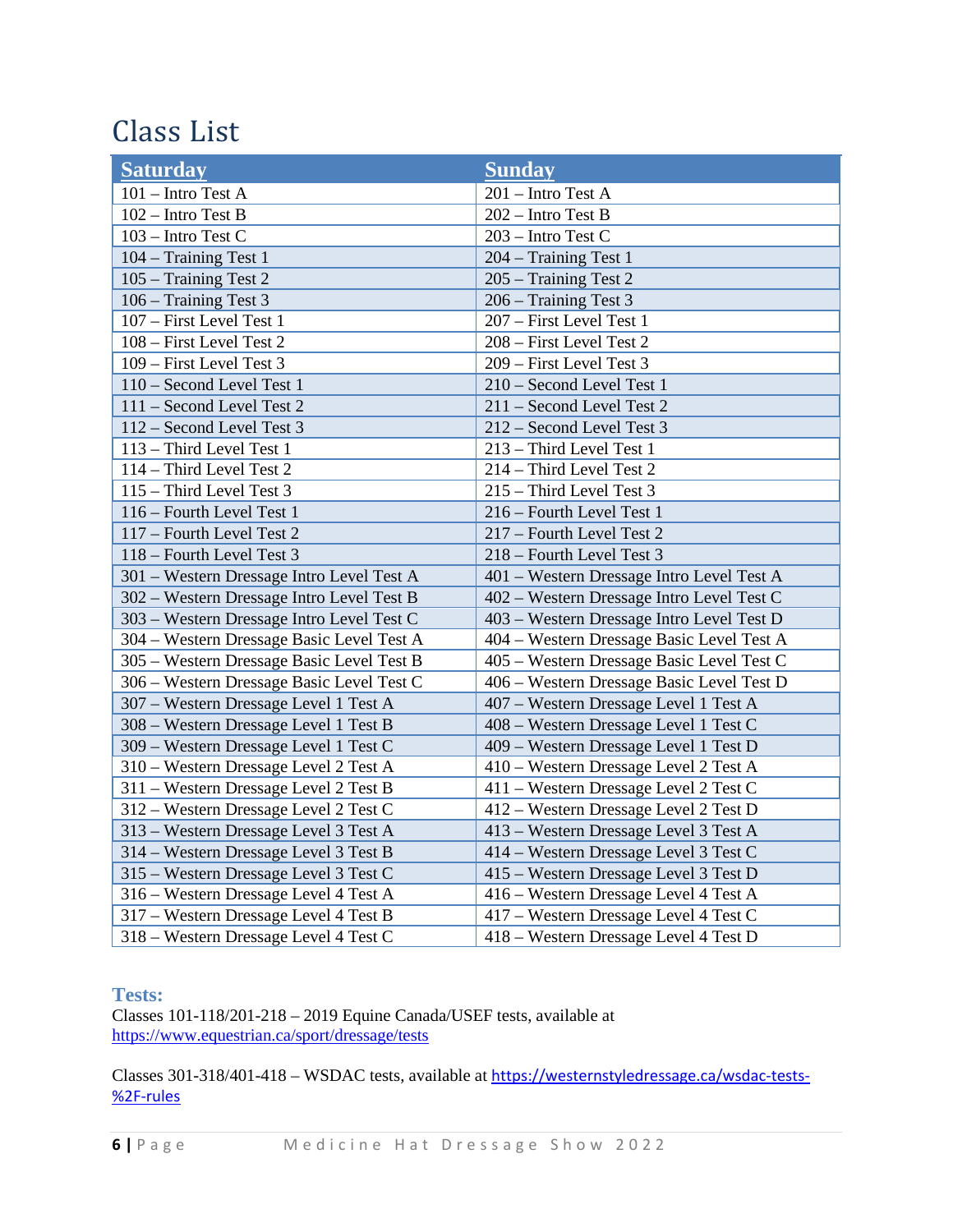# Class List

| Saturday | Sunday |
|---|---|
| 101 – Intro Test A | 201 – Intro Test A |
| 102 – Intro Test B | 202 – Intro Test B |
| 103 – Intro Test C | 203 – Intro Test C |
| 104 – Training Test 1 | 204 – Training Test 1 |
| 105 – Training Test 2 | 205 – Training Test 2 |
| 106 – Training Test 3 | 206 – Training Test 3 |
| 107 – First Level Test 1 | 207 – First Level Test 1 |
| 108 – First Level Test 2 | 208 – First Level Test 2 |
| 109 – First Level Test 3 | 209 – First Level Test 3 |
| 110 – Second Level Test 1 | 210 – Second Level Test 1 |
| 111 – Second Level Test 2 | 211 – Second Level Test 2 |
| 112 – Second Level Test 3 | 212 – Second Level Test 3 |
| 113 – Third Level Test 1 | 213 – Third Level Test 1 |
| 114 – Third Level Test 2 | 214 – Third Level Test 2 |
| 115 – Third Level Test 3 | 215 – Third Level Test 3 |
| 116 – Fourth Level Test 1 | 216 – Fourth Level Test 1 |
| 117 – Fourth Level Test 2 | 217 – Fourth Level Test 2 |
| 118 – Fourth Level Test 3 | 218 – Fourth Level Test 3 |
| 301 – Western Dressage Intro Level Test A | 401 – Western Dressage Intro Level Test A |
| 302 – Western Dressage Intro Level Test B | 402 – Western Dressage Intro Level Test C |
| 303 – Western Dressage Intro Level Test C | 403 – Western Dressage Intro Level Test D |
| 304 – Western Dressage Basic Level Test A | 404 – Western Dressage Basic Level Test A |
| 305 – Western Dressage Basic Level Test B | 405 – Western Dressage Basic Level Test C |
| 306 – Western Dressage Basic Level Test C | 406 – Western Dressage Basic Level Test D |
| 307 – Western Dressage Level 1 Test A | 407 – Western Dressage Level 1 Test A |
| 308 – Western Dressage Level 1 Test B | 408 – Western Dressage Level 1 Test C |
| 309 – Western Dressage Level 1 Test C | 409 – Western Dressage Level 1 Test D |
| 310 – Western Dressage Level 2 Test A | 410 – Western Dressage Level 2 Test A |
| 311 – Western Dressage Level 2 Test B | 411 – Western Dressage Level 2 Test C |
| 312 – Western Dressage Level 2 Test C | 412 – Western Dressage Level 2 Test D |
| 313 – Western Dressage Level 3 Test A | 413 – Western Dressage Level 3 Test A |
| 314 – Western Dressage Level 3 Test B | 414 – Western Dressage Level 3 Test C |
| 315 – Western Dressage Level 3 Test C | 415 – Western Dressage Level 3 Test D |
| 316 – Western Dressage Level 4 Test A | 416 – Western Dressage Level 4 Test A |
| 317 – Western Dressage Level 4 Test B | 417 – Western Dressage Level 4 Test C |
| 318 – Western Dressage Level 4 Test C | 418 – Western Dressage Level 4 Test D |

### Tests:

Classes 101-118/201-218 – 2019 Equine Canada/USEF tests, available at https://www.equestrian.ca/sport/dressage/tests

Classes 301-318/401-418 – WSDAC tests, available at https://westernstyledressage.ca/wsdac-tests-%2F-rules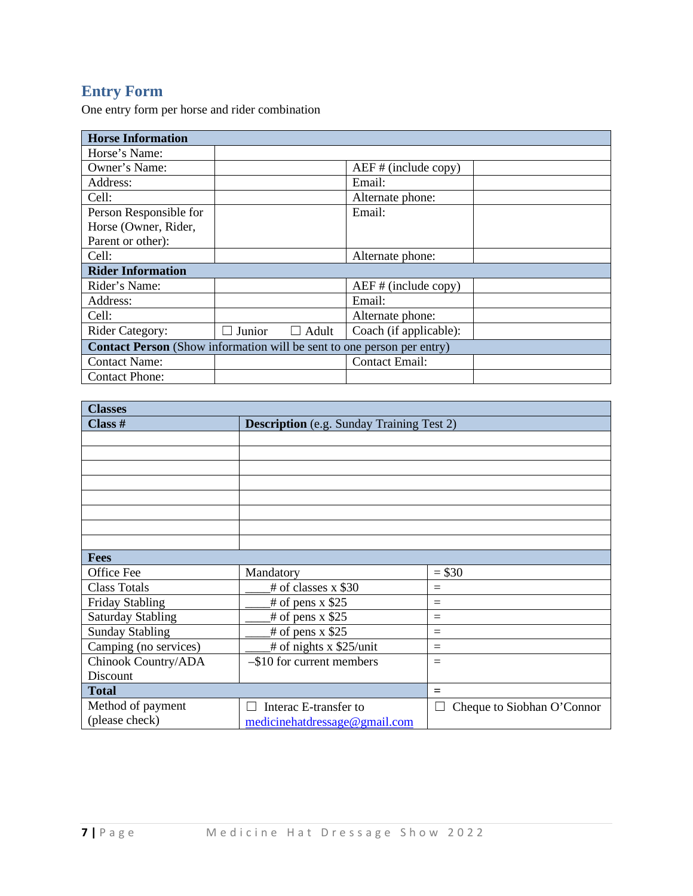## Entry Form

One entry form per horse and rider combination

| Horse Information | | | |
|---|---|---|---|
| Horse's Name: | | | |
| Owner's Name: | | AEF # (include copy) | |
| Address: | | Email: | |
| Cell: | | Alternate phone: | |
| Person Responsible for Horse (Owner, Rider, Parent or other): | | Email: | |
| Cell: | | Alternate phone: | |
| **Rider Information** | | | |
| Rider's Name: | | AEF # (include copy) | |
| Address: | | Email: | |
| Cell: | | Alternate phone: | |
| Rider Category: | ☐ Junior ☐ Adult | Coach (if applicable): | |
| **Contact Person** (Show information will be sent to one person per entry) | | | |
| Contact Name: | | Contact Email: | |
| Contact Phone: | | | |

| Classes | | |
|---|---|---|
| **Class #** | **Description** (e.g. Sunday Training Test 2) | |
| | | |
| | | |
| | | |
| | | |
| | | |
| | | |
| | | |
| | | |
| **Fees** | | |
| Office Fee | Mandatory | = $30 |
| Class Totals | ____# of classes x $30 | = |
| Friday Stabling | ____# of pens x $25 | = |
| Saturday Stabling | ____# of pens x $25 | = |
| Sunday Stabling | ____# of pens x $25 | = |
| Camping (no services) | ____# of nights x $25/unit | = |
| Chinook Country/ADA Discount | –$10 for current members | = |
| **Total** | | = |
| Method of payment (please check) | ☐ Interac E-transfer to medicinehatdressage@gmail.com | ☐ Cheque to Siobhan O'Connor |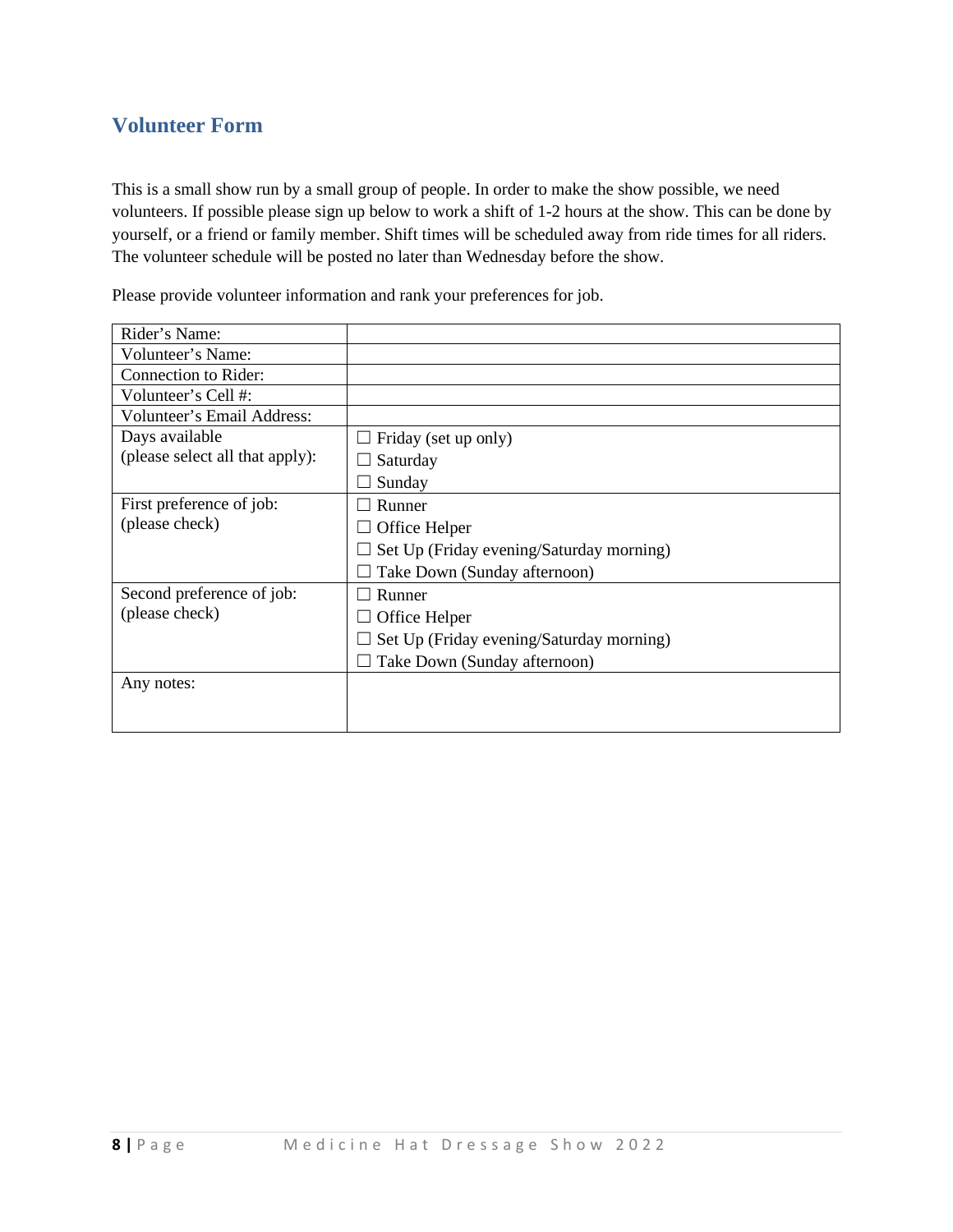## Volunteer Form

This is a small show run by a small group of people. In order to make the show possible, we need volunteers. If possible please sign up below to work a shift of 1-2 hours at the show. This can be done by yourself, or a friend or family member. Shift times will be scheduled away from ride times for all riders. The volunteer schedule will be posted no later than Wednesday before the show.

Please provide volunteer information and rank your preferences for job.

| Rider's Name: | |
|---|---|
| Volunteer's Name: | |
| Connection to Rider: | |
| Volunteer's Cell #: | |
| Volunteer's Email Address: | |
| Days available (please select all that apply): | ☐ Friday (set up only)<br>☐ Saturday<br>☐ Sunday |
| First preference of job: (please check) | ☐ Runner<br>☐ Office Helper<br>☐ Set Up (Friday evening/Saturday morning)<br>☐ Take Down (Sunday afternoon) |
| Second preference of job: (please check) | ☐ Runner<br>☐ Office Helper<br>☐ Set Up (Friday evening/Saturday morning)<br>☐ Take Down (Sunday afternoon) |
| Any notes: | |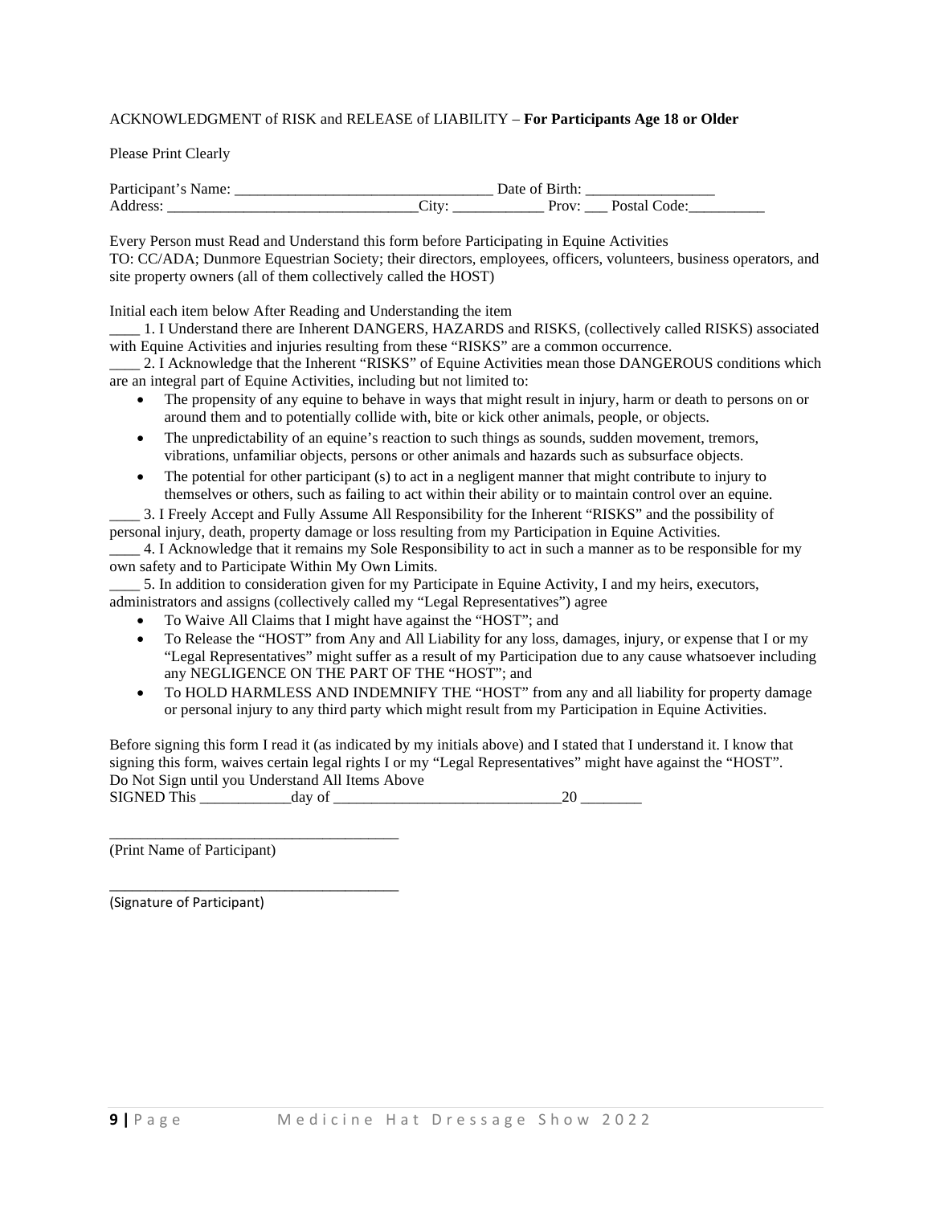ACKNOWLEDGMENT of RISK and RELEASE of LIABILITY – **For Participants Age 18 or Older**

Please Print Clearly

Participant's Name: _________________________________ Date of Birth: ________________
Address: _______________________________City: ___________ Prov: ___ Postal Code:_________

Every Person must Read and Understand this form before Participating in Equine Activities
TO: CC/ADA; Dunmore Equestrian Society; their directors, employees, officers, volunteers, business operators, and site property owners (all of them collectively called the HOST)

Initial each item below After Reading and Understanding the item

____ 1. I Understand there are Inherent DANGERS, HAZARDS and RISKS, (collectively called RISKS) associated with Equine Activities and injuries resulting from these "RISKS" are a common occurrence.

____ 2. I Acknowledge that the Inherent "RISKS" of Equine Activities mean those DANGEROUS conditions which are an integral part of Equine Activities, including but not limited to:

- The propensity of any equine to behave in ways that might result in injury, harm or death to persons on or around them and to potentially collide with, bite or kick other animals, people, or objects.
- The unpredictability of an equine's reaction to such things as sounds, sudden movement, tremors, vibrations, unfamiliar objects, persons or other animals and hazards such as subsurface objects.
- The potential for other participant (s) to act in a negligent manner that might contribute to injury to themselves or others, such as failing to act within their ability or to maintain control over an equine.

____ 3. I Freely Accept and Fully Assume All Responsibility for the Inherent "RISKS" and the possibility of personal injury, death, property damage or loss resulting from my Participation in Equine Activities.

____ 4. I Acknowledge that it remains my Sole Responsibility to act in such a manner as to be responsible for my own safety and to Participate Within My Own Limits.

____ 5. In addition to consideration given for my Participate in Equine Activity, I and my heirs, executors, administrators and assigns (collectively called my "Legal Representatives") agree

- To Waive All Claims that I might have against the "HOST"; and
- To Release the "HOST" from Any and All Liability for any loss, damages, injury, or expense that I or my "Legal Representatives" might suffer as a result of my Participation due to any cause whatsoever including any NEGLIGENCE ON THE PART OF THE "HOST"; and
- To HOLD HARMLESS AND INDEMNIFY THE "HOST" from any and all liability for property damage or personal injury to any third party which might result from my Participation in Equine Activities.

Before signing this form I read it (as indicated by my initials above) and I stated that I understand it. I know that signing this form, waives certain legal rights I or my "Legal Representatives" might have against the "HOST".
Do Not Sign until you Understand All Items Above
SIGNED This ___________day of _____________________________20 ________

_____________________________________
(Print Name of Participant)

_____________________________________
(Signature of Participant)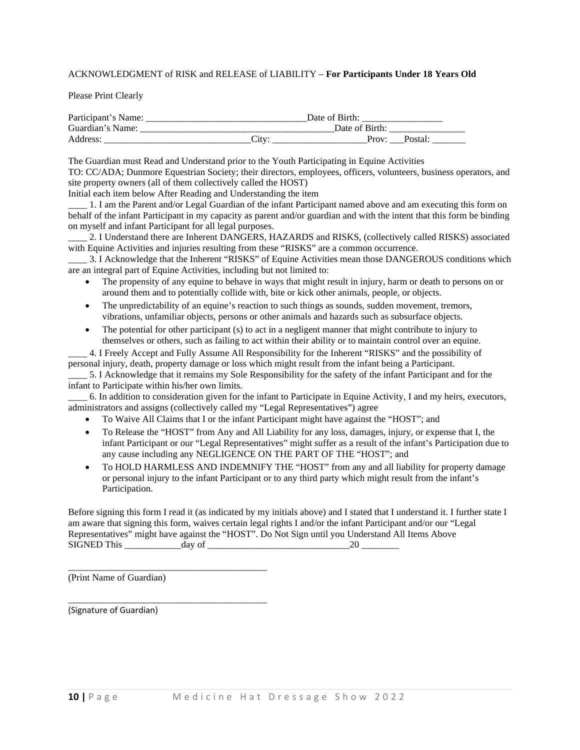ACKNOWLEDGMENT of RISK and RELEASE of LIABILITY – **For Participants Under 18 Years Old**

Please Print Clearly

Participant's Name: _________________________________Date of Birth: ________________
Guardian's Name: _______________________________________Date of Birth: ________________
Address: ______________________________City: ___________________Prov: ___Postal: _______

The Guardian must Read and Understand prior to the Youth Participating in Equine Activities
TO: CC/ADA; Dunmore Equestrian Society; their directors, employees, officers, volunteers, business operators, and site property owners (all of them collectively called the HOST)
Initial each item below After Reading and Understanding the item

____ 1. I am the Parent and/or Legal Guardian of the infant Participant named above and am executing this form on behalf of the infant Participant in my capacity as parent and/or guardian and with the intent that this form be binding on myself and infant Participant for all legal purposes.

____ 2. I Understand there are Inherent DANGERS, HAZARDS and RISKS, (collectively called RISKS) associated with Equine Activities and injuries resulting from these "RISKS" are a common occurrence.

____ 3. I Acknowledge that the Inherent "RISKS" of Equine Activities mean those DANGEROUS conditions which are an integral part of Equine Activities, including but not limited to:

- The propensity of any equine to behave in ways that might result in injury, harm or death to persons on or around them and to potentially collide with, bite or kick other animals, people, or objects.
- The unpredictability of an equine's reaction to such things as sounds, sudden movement, tremors, vibrations, unfamiliar objects, persons or other animals and hazards such as subsurface objects.
- The potential for other participant (s) to act in a negligent manner that might contribute to injury to themselves or others, such as failing to act within their ability or to maintain control over an equine.

____ 4. I Freely Accept and Fully Assume All Responsibility for the Inherent "RISKS" and the possibility of personal injury, death, property damage or loss which might result from the infant being a Participant.

____ 5. I Acknowledge that it remains my Sole Responsibility for the safety of the infant Participant and for the infant to Participate within his/her own limits.

____ 6. In addition to consideration given for the infant to Participate in Equine Activity, I and my heirs, executors, administrators and assigns (collectively called my "Legal Representatives") agree

- To Waive All Claims that I or the infant Participant might have against the "HOST"; and
- To Release the "HOST" from Any and All Liability for any loss, damages, injury, or expense that I, the infant Participant or our "Legal Representatives" might suffer as a result of the infant's Participation due to any cause including any NEGLIGENCE ON THE PART OF THE "HOST"; and
- To HOLD HARMLESS AND INDEMNIFY THE "HOST" from any and all liability for property damage or personal injury to the infant Participant or to any third party which might result from the infant's Participation.

Before signing this form I read it (as indicated by my initials above) and I stated that I understand it. I further state I am aware that signing this form, waives certain legal rights I and/or the infant Participant and/or our "Legal Representatives" might have against the "HOST". Do Not Sign until you Understand All Items Above
SIGNED This ____________day of ______________________________20 ________

___________________________________________
(Print Name of Guardian)

___________________________________________
(Signature of Guardian)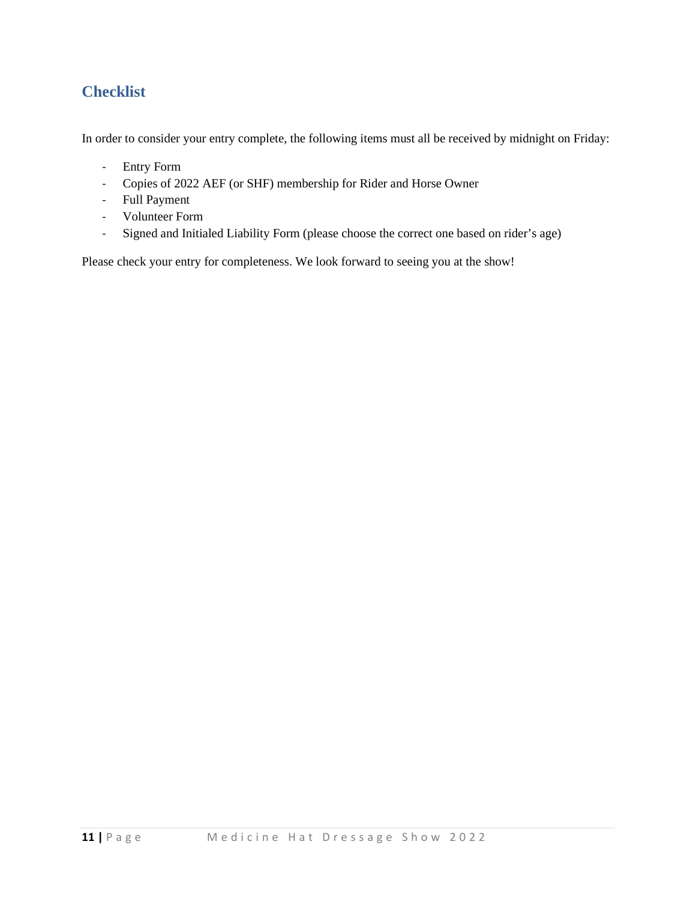## Checklist

In order to consider your entry complete, the following items must all be received by midnight on Friday:

- Entry Form
- Copies of 2022 AEF (or SHF) membership for Rider and Horse Owner
- Full Payment
- Volunteer Form
- Signed and Initialed Liability Form (please choose the correct one based on rider's age)

Please check your entry for completeness. We look forward to seeing you at the show!